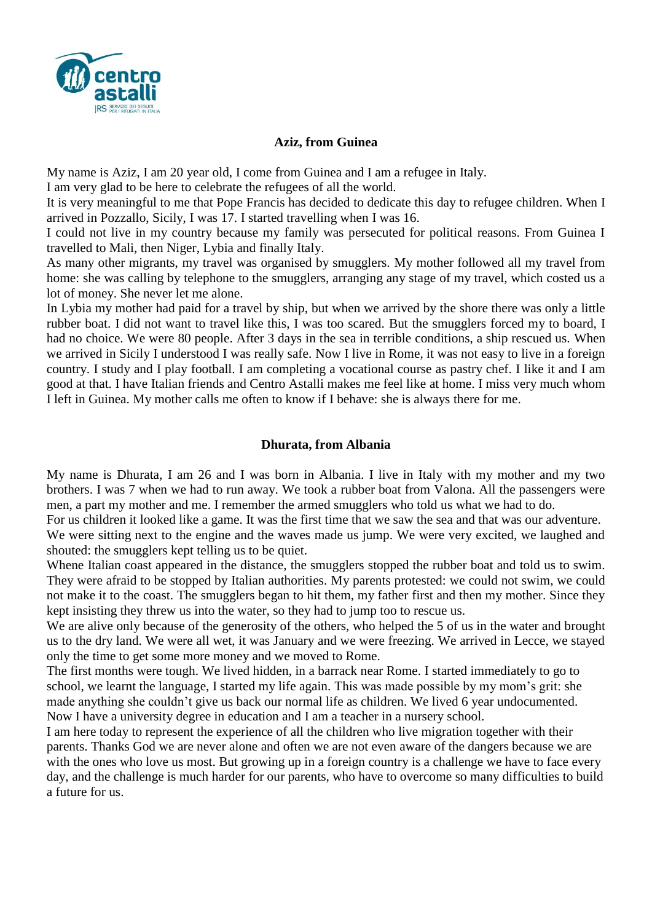### Aziz, from Guinea

My name is Aziz, I am 20 year old, I come from Guinea and I am a refugee in Italy.
I am very glad to be here to celebrate the refugees of all the world.
It is very meaningful to me that Pope Francis has decided to dedicate this day to refugee children. When I arrived in Pozzallo, Sicily, I was 17. I started travelling when I was 16.
I could not live in my country because my family was persecuted for political reasons. From Guinea I travelled to Mali, then Niger, Lybia and finally Italy.
As many other migrants, my travel was organised by smugglers. My mother followed all my travel from home: she was calling by telephone to the smugglers, arranging any stage of my travel, which costed us a lot of money. She never let me alone.
In Lybia my mother had paid for a travel by ship, but when we arrived by the shore there was only a little rubber boat. I did not want to travel like this, I was too scared. But the smugglers forced my to board, I had no choice. We were 80 people. After 3 days in the sea in terrible conditions, a ship rescued us. When we arrived in Sicily I understood I was really safe. Now I live in Rome, it was not easy to live in a foreign country. I study and I play football. I am completing a vocational course as pastry chef. I like it and I am good at that. I have Italian friends and Centro Astalli makes me feel like at home. I miss very much whom I left in Guinea. My mother calls me often to know if I behave: she is always there for me.

### Dhurata, from Albania

My name is Dhurata, I am 26 and I was born in Albania. I live in Italy with my mother and my two brothers. I was 7 when we had to run away. We took a rubber boat from Valona. All the passengers were men, a part my mother and me. I remember the armed smugglers who told us what we had to do.
For us children it looked like a game. It was the first time that we saw the sea and that was our adventure. We were sitting next to the engine and the waves made us jump. We were very excited, we laughed and shouted: the smugglers kept telling us to be quiet.
Whene Italian coast appeared in the distance, the smugglers stopped the rubber boat and told us to swim. They were afraid to be stopped by Italian authorities. My parents protested: we could not swim, we could not make it to the coast. The smugglers began to hit them, my father first and then my mother. Since they kept insisting they threw us into the water, so they had to jump too to rescue us.
We are alive only because of the generosity of the others, who helped the 5 of us in the water and brought us to the dry land. We were all wet, it was January and we were freezing. We arrived in Lecce, we stayed only the time to get some more money and we moved to Rome.
The first months were tough. We lived hidden, in a barrack near Rome. I started immediately to go to school, we learnt the language, I started my life again. This was made possible by my mom's grit: she made anything she couldn't give us back our normal life as children. We lived 6 year undocumented.
Now I have a university degree in education and I am a teacher in a nursery school.
I am here today to represent the experience of all the children who live migration together with their parents. Thanks God we are never alone and often we are not even aware of the dangers because we are with the ones who love us most. But growing up in a foreign country is a challenge we have to face every day, and the challenge is much harder for our parents, who have to overcome so many difficulties to build a future for us.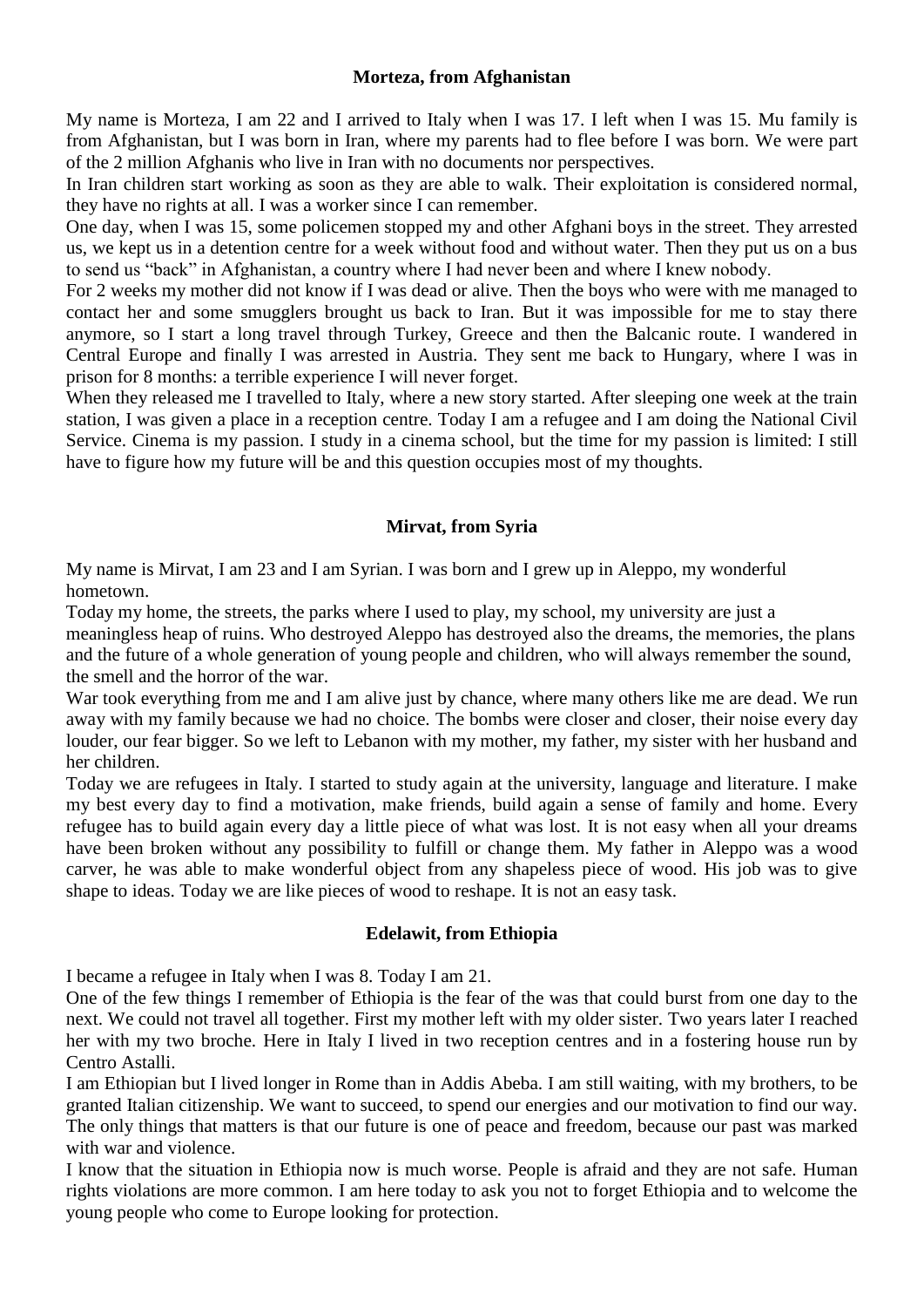**Morteza, from Afghanistan**

My name is Morteza, I am 22 and I arrived to Italy when I was 17. I left when I was 15. Mu family is from Afghanistan, but I was born in Iran, where my parents had to flee before I was born. We were part of the 2 million Afghanis who live in Iran with no documents nor perspectives.
In Iran children start working as soon as they are able to walk. Their exploitation is considered normal, they have no rights at all. I was a worker since I can remember.
One day, when I was 15, some policemen stopped my and other Afghani boys in the street. They arrested us, we kept us in a detention centre for a week without food and without water. Then they put us on a bus to send us “back” in Afghanistan, a country where I had never been and where I knew nobody.
For 2 weeks my mother did not know if I was dead or alive. Then the boys who were with me managed to contact her and some smugglers brought us back to Iran. But it was impossible for me to stay there anymore, so I start a long travel through Turkey, Greece and then the Balcanic route. I wandered in Central Europe and finally I was arrested in Austria. They sent me back to Hungary, where I was in prison for 8 months: a terrible experience I will never forget.
When they released me I travelled to Italy, where a new story started. After sleeping one week at the train station, I was given a place in a reception centre. Today I am a refugee and I am doing the National Civil Service. Cinema is my passion. I study in a cinema school, but the time for my passion is limited: I still have to figure how my future will be and this question occupies most of my thoughts.

**Mirvat, from Syria**

My name is Mirvat, I am 23 and I am Syrian. I was born and I grew up in Aleppo, my wonderful hometown.
Today my home, the streets, the parks where I used to play, my school, my university are just a meaningless heap of ruins. Who destroyed Aleppo has destroyed also the dreams, the memories, the plans and the future of a whole generation of young people and children, who will always remember the sound, the smell and the horror of the war.
War took everything from me and I am alive just by chance, where many others like me are dead. We run away with my family because we had no choice. The bombs were closer and closer, their noise every day louder, our fear bigger. So we left to Lebanon with my mother, my father, my sister with her husband and her children.
Today we are refugees in Italy. I started to study again at the university, language and literature. I make my best every day to find a motivation, make friends, build again a sense of family and home. Every refugee has to build again every day a little piece of what was lost. It is not easy when all your dreams have been broken without any possibility to fulfill or change them. My father in Aleppo was a wood carver, he was able to make wonderful object from any shapeless piece of wood. His job was to give shape to ideas. Today we are like pieces of wood to reshape. It is not an easy task.

**Edelawit, from Ethiopia**

I became a refugee in Italy when I was 8. Today I am 21.
One of the few things I remember of Ethiopia is the fear of the was that could burst from one day to the next. We could not travel all together. First my mother left with my older sister. Two years later I reached her with my two broche. Here in Italy I lived in two reception centres and in a fostering house run by Centro Astalli.
I am Ethiopian but I lived longer in Rome than in Addis Abeba. I am still waiting, with my brothers, to be granted Italian citizenship. We want to succeed, to spend our energies and our motivation to find our way. The only things that matters is that our future is one of peace and freedom, because our past was marked with war and violence.
I know that the situation in Ethiopia now is much worse. People is afraid and they are not safe. Human rights violations are more common. I am here today to ask you not to forget Ethiopia and to welcome the young people who come to Europe looking for protection.